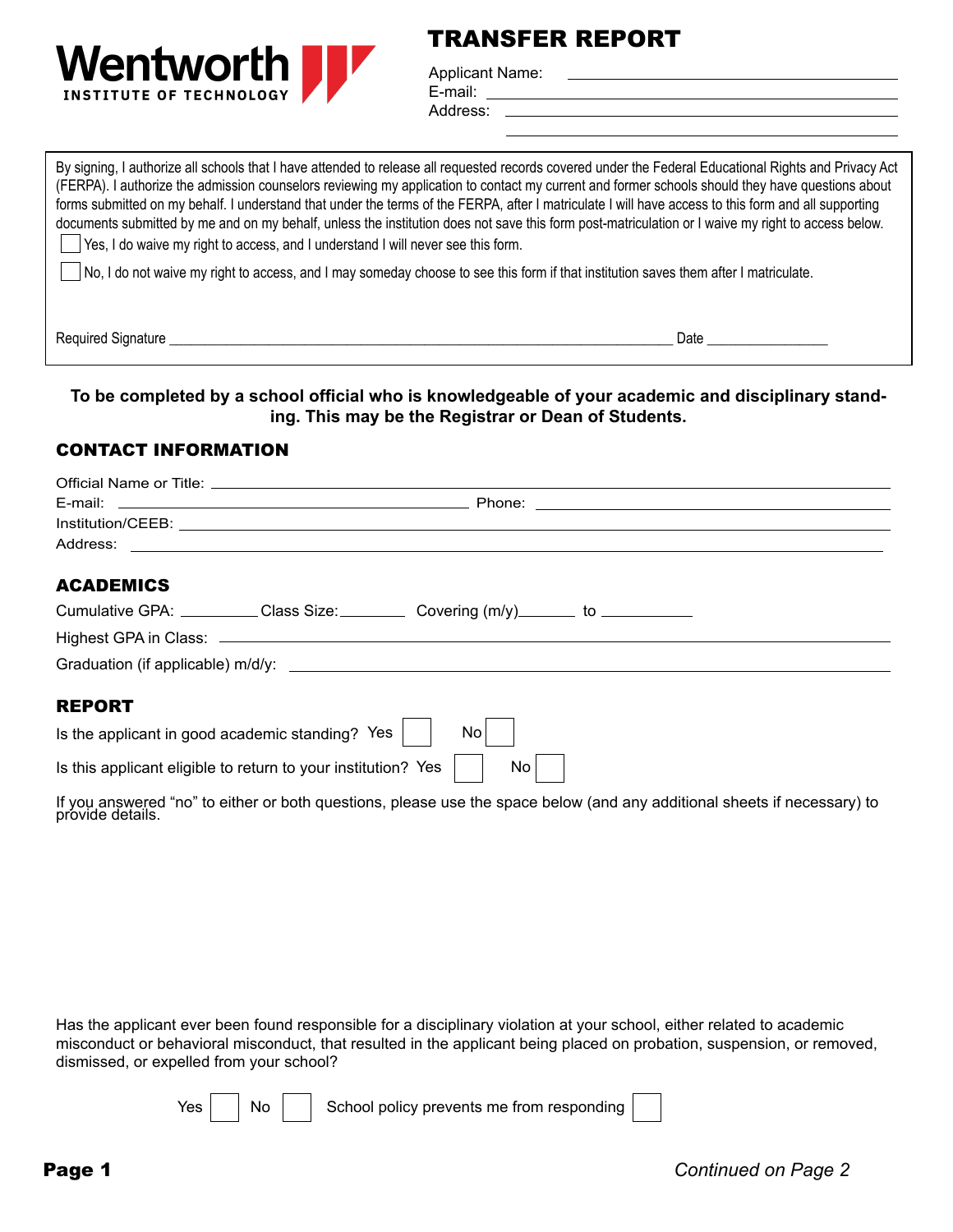**Wentworth**
INSTITUTE OF TECHNOLOGY

# TRANSFER REPORT

Applicant Name: ______________________________
E-mail: ______________________________
Address: ______________________________
______________________________

By signing, I authorize all schools that I have attended to release all requested records covered under the Federal Educational Rights and Privacy Act (FERPA). I authorize the admission counselors reviewing my application to contact my current and former schools should they have questions about forms submitted on my behalf. I understand that under the terms of the FERPA, after I matriculate I will have access to this form and all supporting documents submitted by me and on my behalf, unless the institution does not save this form post-matriculation or I waive my right to access below.

☐ Yes, I do waive my right to access, and I understand I will never see this form.

☐ No, I do not waive my right to access, and I may someday choose to see this form if that institution saves them after I matriculate.

Required Signature ______________________________ Date ______________

**To be completed by a school official who is knowledgeable of your academic and disciplinary standing. This may be the Registrar or Dean of Students.**

## CONTACT INFORMATION

Official Name or Title: ______________________________
E-mail: ______________________________ Phone: ______________________________
Institution/CEEB: ______________________________
Address: ______________________________

## ACADEMICS

Cumulative GPA: __________ Class Size: ________ Covering (m/y) _______ to ___________
Highest GPA in Class: ______________________________
Graduation (if applicable) m/d/y: ______________________________

## REPORT

Is the applicant in good academic standing? Yes ☐ No ☐

Is this applicant eligible to return to your institution? Yes ☐ No ☐

If you answered "no" to either or both questions, please use the space below (and any additional sheets if necessary) to provide details.

Has the applicant ever been found responsible for a disciplinary violation at your school, either related to academic misconduct or behavioral misconduct, that resulted in the applicant being placed on probation, suspension, or removed, dismissed, or expelled from your school?

Yes ☐ No ☐ School policy prevents me from responding ☐

*Continued on Page 2*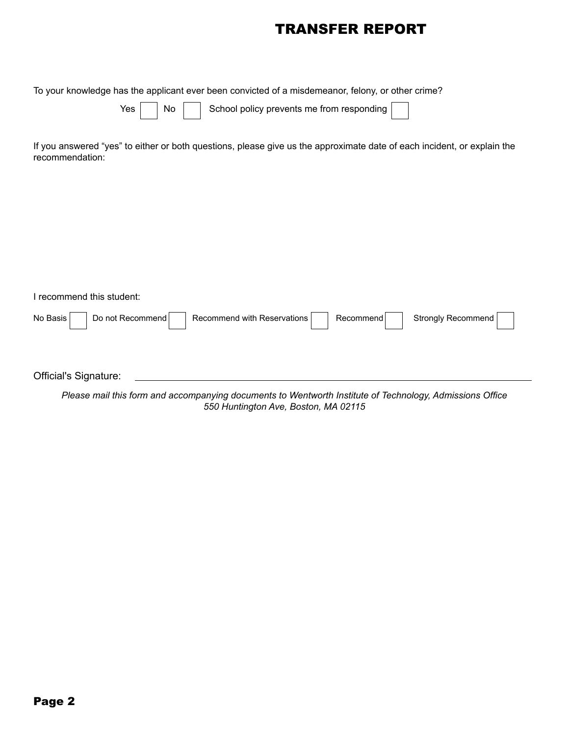# TRANSFER REPORT

To your knowledge has the applicant ever been convicted of a misdemeanor, felony, or other crime?

Yes ☐ No ☐ School policy prevents me from responding ☐

If you answered "yes" to either or both questions, please give us the approximate date of each incident, or explain the recommendation:

I recommend this student:

No Basis ☐ Do not Recommend ☐ Recommend with Reservations ☐ Recommend ☐ Strongly Recommend ☐

Official's Signature: ______________________________

*Please mail this form and accompanying documents to Wentworth Institute of Technology, Admissions Office 550 Huntington Ave, Boston, MA 02115*